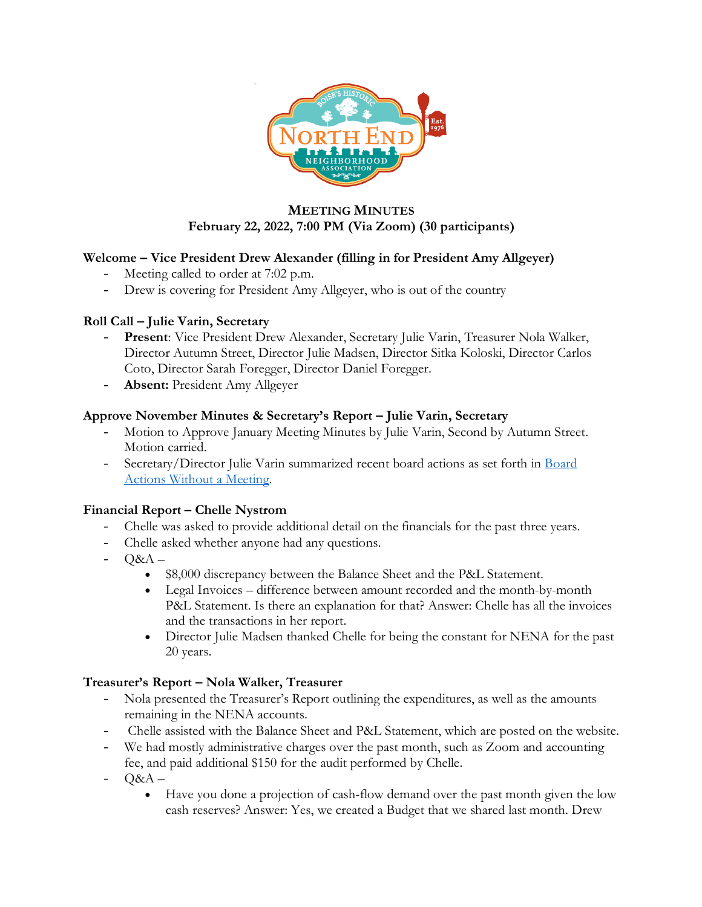# MEETING MINUTES

**February 22, 2022, 7:00 PM (Via Zoom) (30 participants)**

## Welcome – Vice President Drew Alexander (filling in for President Amy Allgeyer)

- Meeting called to order at 7:02 p.m.
- Drew is covering for President Amy Allgeyer, who is out of the country

## Roll Call – Julie Varin, Secretary

- **Present**: Vice President Drew Alexander, Secretary Julie Varin, Treasurer Nola Walker, Director Autumn Street, Director Julie Madsen, Director Sitka Koloski, Director Carlos Coto, Director Sarah Foregger, Director Daniel Foregger.
- **Absent:** President Amy Allgeyer

## Approve November Minutes & Secretary's Report – Julie Varin, Secretary

- Motion to Approve January Meeting Minutes by Julie Varin, Second by Autumn Street. Motion carried.
- Secretary/Director Julie Varin summarized recent board actions as set forth in Board Actions Without a Meeting.

## Financial Report – Chelle Nystrom

- Chelle was asked to provide additional detail on the financials for the past three years.
- Chelle asked whether anyone had any questions.
- Q&A –
  - $8,000 discrepancy between the Balance Sheet and the P&L Statement.
  - Legal Invoices – difference between amount recorded and the month-by-month P&L Statement. Is there an explanation for that? Answer: Chelle has all the invoices and the transactions in her report.
  - Director Julie Madsen thanked Chelle for being the constant for NENA for the past 20 years.

## Treasurer's Report – Nola Walker, Treasurer

- Nola presented the Treasurer's Report outlining the expenditures, as well as the amounts remaining in the NENA accounts.
- Chelle assisted with the Balance Sheet and P&L Statement, which are posted on the website.
- We had mostly administrative charges over the past month, such as Zoom and accounting fee, and paid additional $150 for the audit performed by Chelle.
- Q&A –
  - Have you done a projection of cash-flow demand over the past month given the low cash reserves? Answer: Yes, we created a Budget that we shared last month. Drew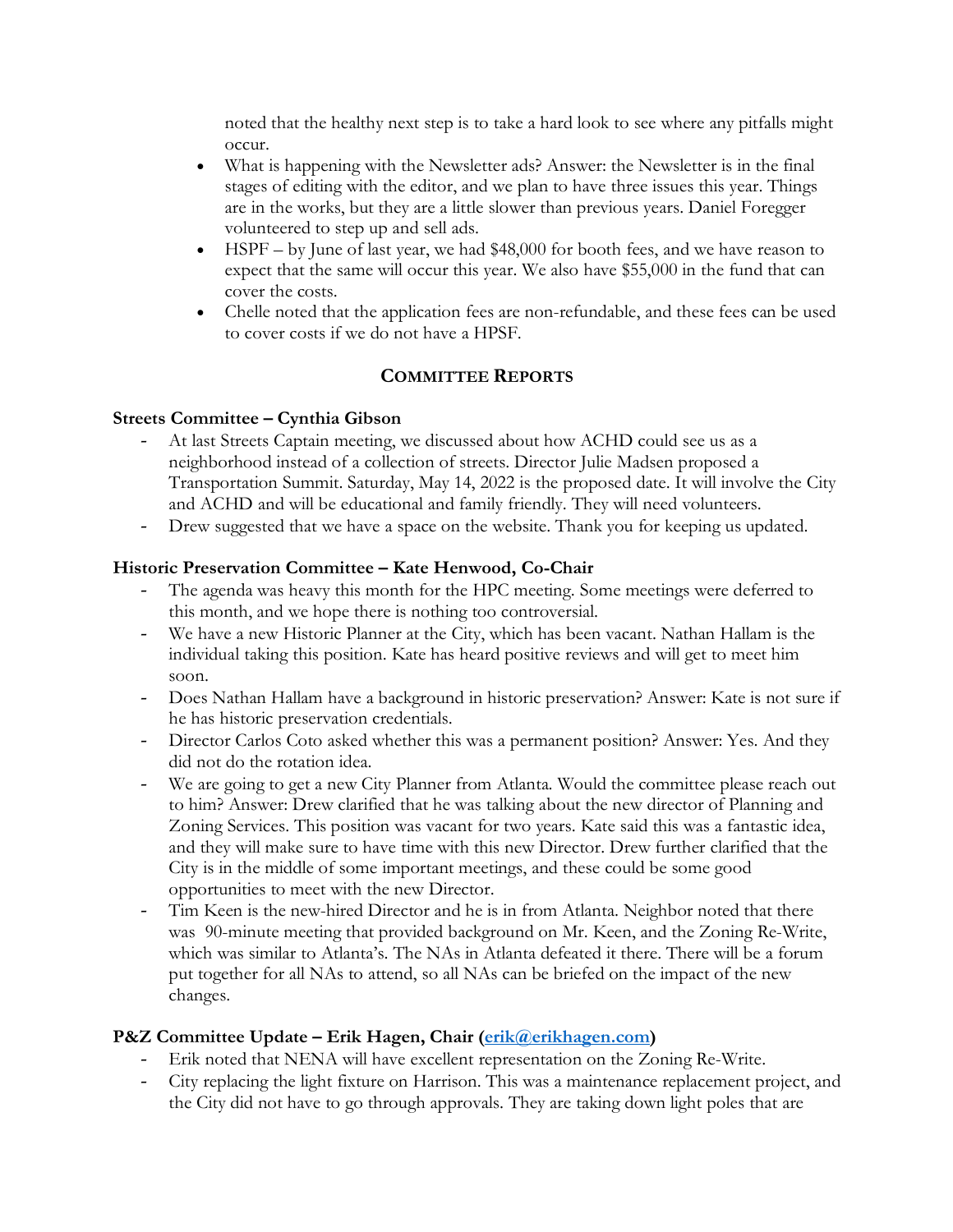noted that the healthy next step is to take a hard look to see where any pitfalls might occur.

- What is happening with the Newsletter ads? Answer: the Newsletter is in the final stages of editing with the editor, and we plan to have three issues this year. Things are in the works, but they are a little slower than previous years. Daniel Foregger volunteered to step up and sell ads.
- HSPF – by June of last year, we had $48,000 for booth fees, and we have reason to expect that the same will occur this year. We also have $55,000 in the fund that can cover the costs.
- Chelle noted that the application fees are non-refundable, and these fees can be used to cover costs if we do not have a HPSF.

## COMMITTEE REPORTS

### Streets Committee – Cynthia Gibson

- At last Streets Captain meeting, we discussed about how ACHD could see us as a neighborhood instead of a collection of streets. Director Julie Madsen proposed a Transportation Summit. Saturday, May 14, 2022 is the proposed date. It will involve the City and ACHD and will be educational and family friendly. They will need volunteers.
- Drew suggested that we have a space on the website. Thank you for keeping us updated.

### Historic Preservation Committee – Kate Henwood, Co-Chair

- The agenda was heavy this month for the HPC meeting. Some meetings were deferred to this month, and we hope there is nothing too controversial.
- We have a new Historic Planner at the City, which has been vacant. Nathan Hallam is the individual taking this position. Kate has heard positive reviews and will get to meet him soon.
- Does Nathan Hallam have a background in historic preservation? Answer: Kate is not sure if he has historic preservation credentials.
- Director Carlos Coto asked whether this was a permanent position? Answer: Yes. And they did not do the rotation idea.
- We are going to get a new City Planner from Atlanta. Would the committee please reach out to him? Answer: Drew clarified that he was talking about the new director of Planning and Zoning Services. This position was vacant for two years. Kate said this was a fantastic idea, and they will make sure to have time with this new Director. Drew further clarified that the City is in the middle of some important meetings, and these could be some good opportunities to meet with the new Director.
- Tim Keen is the new-hired Director and he is in from Atlanta. Neighbor noted that there was 90-minute meeting that provided background on Mr. Keen, and the Zoning Re-Write, which was similar to Atlanta's. The NAs in Atlanta defeated it there. There will be a forum put together for all NAs to attend, so all NAs can be briefed on the impact of the new changes.

### P&Z Committee Update – Erik Hagen, Chair ([erik@erikhagen.com](mailto:erik@erikhagen.com))

- Erik noted that NENA will have excellent representation on the Zoning Re-Write.
- City replacing the light fixture on Harrison. This was a maintenance replacement project, and the City did not have to go through approvals. They are taking down light poles that are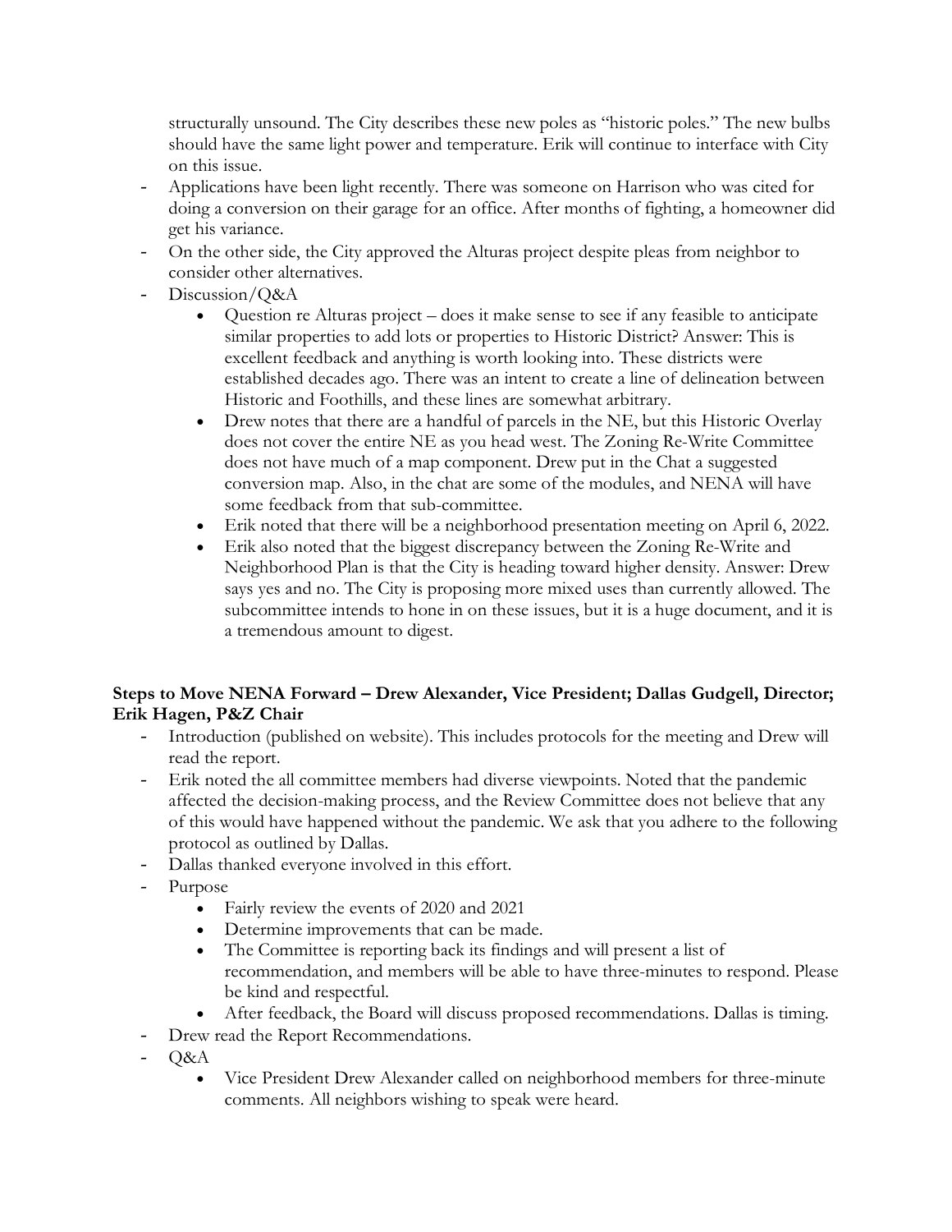structurally unsound. The City describes these new poles as "historic poles." The new bulbs should have the same light power and temperature. Erik will continue to interface with City on this issue.

- Applications have been light recently. There was someone on Harrison who was cited for doing a conversion on their garage for an office. After months of fighting, a homeowner did get his variance.
- On the other side, the City approved the Alturas project despite pleas from neighbor to consider other alternatives.
- Discussion/Q&A
    - Question re Alturas project – does it make sense to see if any feasible to anticipate similar properties to add lots or properties to Historic District? Answer: This is excellent feedback and anything is worth looking into. These districts were established decades ago. There was an intent to create a line of delineation between Historic and Foothills, and these lines are somewhat arbitrary.
    - Drew notes that there are a handful of parcels in the NE, but this Historic Overlay does not cover the entire NE as you head west. The Zoning Re-Write Committee does not have much of a map component. Drew put in the Chat a suggested conversion map. Also, in the chat are some of the modules, and NENA will have some feedback from that sub-committee.
    - Erik noted that there will be a neighborhood presentation meeting on April 6, 2022.
    - Erik also noted that the biggest discrepancy between the Zoning Re-Write and Neighborhood Plan is that the City is heading toward higher density. Answer: Drew says yes and no. The City is proposing more mixed uses than currently allowed. The subcommittee intends to hone in on these issues, but it is a huge document, and it is a tremendous amount to digest.

**Steps to Move NENA Forward – Drew Alexander, Vice President; Dallas Gudgell, Director; Erik Hagen, P&Z Chair**

- Introduction (published on website). This includes protocols for the meeting and Drew will read the report.
- Erik noted the all committee members had diverse viewpoints. Noted that the pandemic affected the decision-making process, and the Review Committee does not believe that any of this would have happened without the pandemic. We ask that you adhere to the following protocol as outlined by Dallas.
- Dallas thanked everyone involved in this effort.
- Purpose
    - Fairly review the events of 2020 and 2021
    - Determine improvements that can be made.
    - The Committee is reporting back its findings and will present a list of recommendation, and members will be able to have three-minutes to respond. Please be kind and respectful.
    - After feedback, the Board will discuss proposed recommendations. Dallas is timing.
- Drew read the Report Recommendations.
- Q&A
    - Vice President Drew Alexander called on neighborhood members for three-minute comments. All neighbors wishing to speak were heard.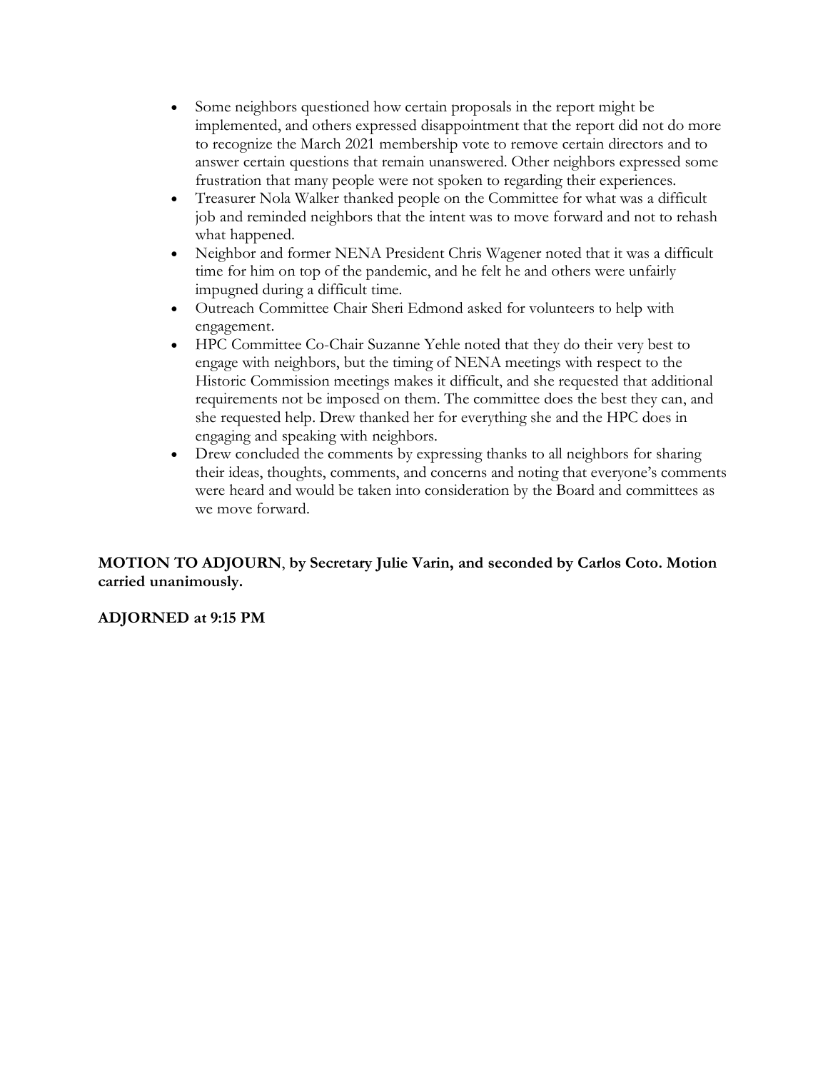- Some neighbors questioned how certain proposals in the report might be implemented, and others expressed disappointment that the report did not do more to recognize the March 2021 membership vote to remove certain directors and to answer certain questions that remain unanswered. Other neighbors expressed some frustration that many people were not spoken to regarding their experiences.
- Treasurer Nola Walker thanked people on the Committee for what was a difficult job and reminded neighbors that the intent was to move forward and not to rehash what happened.
- Neighbor and former NENA President Chris Wagener noted that it was a difficult time for him on top of the pandemic, and he felt he and others were unfairly impugned during a difficult time.
- Outreach Committee Chair Sheri Edmond asked for volunteers to help with engagement.
- HPC Committee Co-Chair Suzanne Yehle noted that they do their very best to engage with neighbors, but the timing of NENA meetings with respect to the Historic Commission meetings makes it difficult, and she requested that additional requirements not be imposed on them. The committee does the best they can, and she requested help. Drew thanked her for everything she and the HPC does in engaging and speaking with neighbors.
- Drew concluded the comments by expressing thanks to all neighbors for sharing their ideas, thoughts, comments, and concerns and noting that everyone's comments were heard and would be taken into consideration by the Board and committees as we move forward.

**MOTION TO ADJOURN, by Secretary Julie Varin, and seconded by Carlos Coto. Motion carried unanimously.**

**ADJORNED at 9:15 PM**